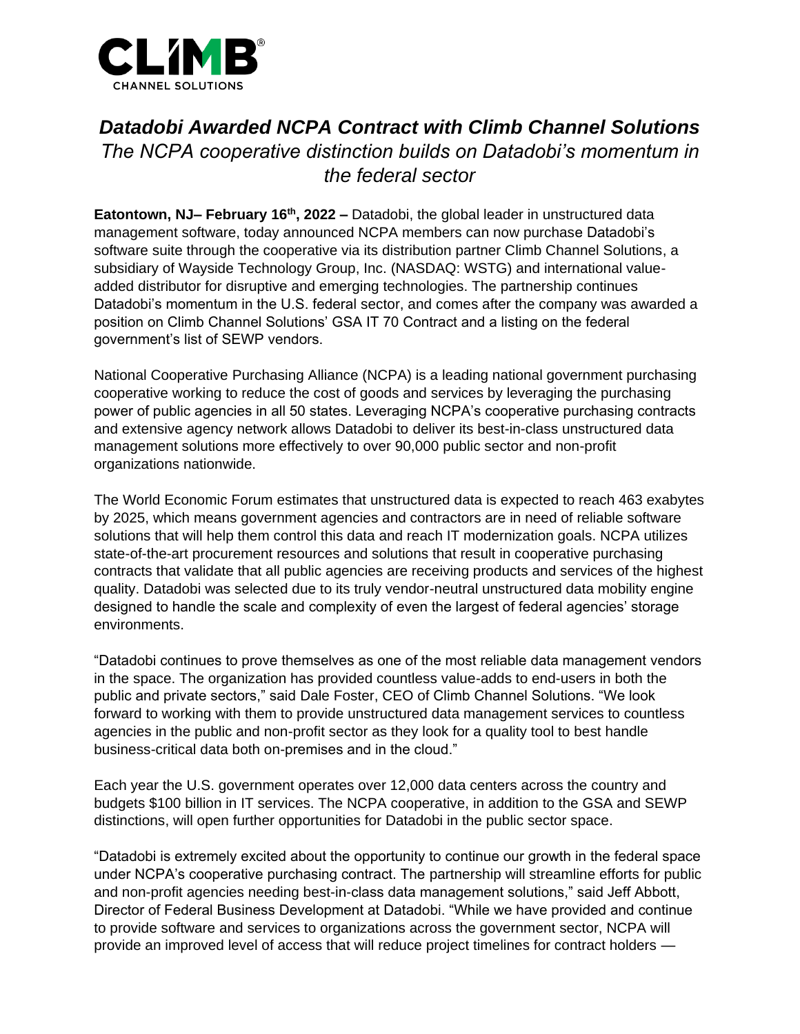# *Datadobi Awarded NCPA Contract with Climb Channel Solutions*

*The NCPA cooperative distinction builds on Datadobi's momentum in the federal sector*

**Eatontown, NJ– February 16th, 2022 –** Datadobi, the global leader in unstructured data management software, today announced NCPA members can now purchase Datadobi's software suite through the cooperative via its distribution partner Climb Channel Solutions, a subsidiary of Wayside Technology Group, Inc. (NASDAQ: WSTG) and international value-added distributor for disruptive and emerging technologies. The partnership continues Datadobi's momentum in the U.S. federal sector, and comes after the company was awarded a position on Climb Channel Solutions' GSA IT 70 Contract and a listing on the federal government's list of SEWP vendors.

National Cooperative Purchasing Alliance (NCPA) is a leading national government purchasing cooperative working to reduce the cost of goods and services by leveraging the purchasing power of public agencies in all 50 states. Leveraging NCPA's cooperative purchasing contracts and extensive agency network allows Datadobi to deliver its best-in-class unstructured data management solutions more effectively to over 90,000 public sector and non-profit organizations nationwide.

The World Economic Forum estimates that unstructured data is expected to reach 463 exabytes by 2025, which means government agencies and contractors are in need of reliable software solutions that will help them control this data and reach IT modernization goals. NCPA utilizes state-of-the-art procurement resources and solutions that result in cooperative purchasing contracts that validate that all public agencies are receiving products and services of the highest quality. Datadobi was selected due to its truly vendor-neutral unstructured data mobility engine designed to handle the scale and complexity of even the largest of federal agencies' storage environments.

"Datadobi continues to prove themselves as one of the most reliable data management vendors in the space. The organization has provided countless value-adds to end-users in both the public and private sectors," said Dale Foster, CEO of Climb Channel Solutions. "We look forward to working with them to provide unstructured data management services to countless agencies in the public and non-profit sector as they look for a quality tool to best handle business-critical data both on-premises and in the cloud."

Each year the U.S. government operates over 12,000 data centers across the country and budgets $100 billion in IT services. The NCPA cooperative, in addition to the GSA and SEWP distinctions, will open further opportunities for Datadobi in the public sector space.

"Datadobi is extremely excited about the opportunity to continue our growth in the federal space under NCPA's cooperative purchasing contract. The partnership will streamline efforts for public and non-profit agencies needing best-in-class data management solutions," said Jeff Abbott, Director of Federal Business Development at Datadobi. "While we have provided and continue to provide software and services to organizations across the government sector, NCPA will provide an improved level of access that will reduce project timelines for contract holders —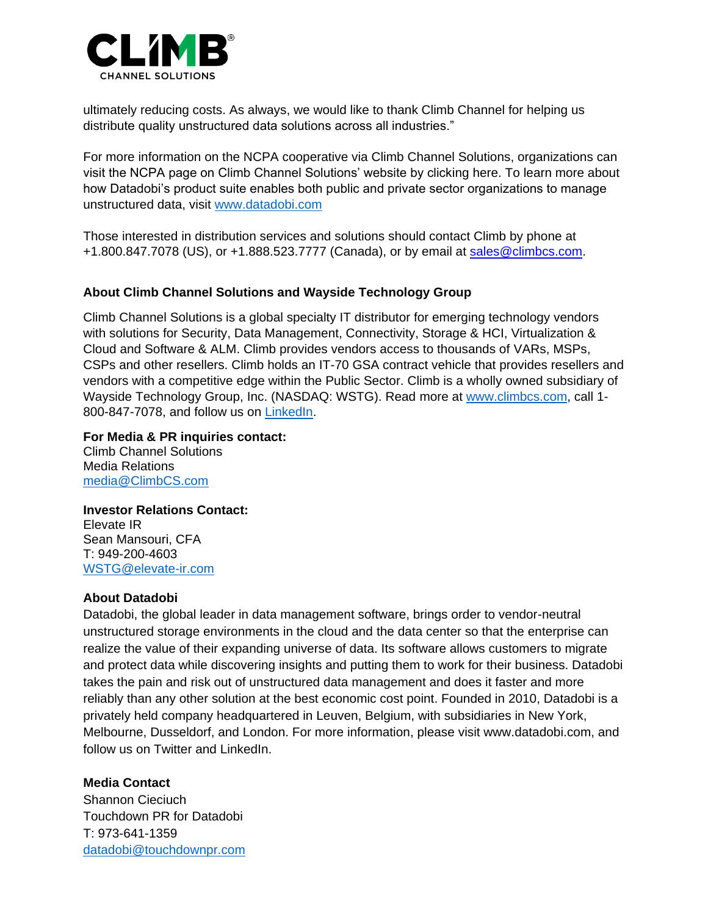ultimately reducing costs. As always, we would like to thank Climb Channel for helping us distribute quality unstructured data solutions across all industries."

For more information on the NCPA cooperative via Climb Channel Solutions, organizations can visit the NCPA page on Climb Channel Solutions' website by clicking here. To learn more about how Datadobi's product suite enables both public and private sector organizations to manage unstructured data, visit [www.datadobi.com](http://www.datadobi.com)

Those interested in distribution services and solutions should contact Climb by phone at +1.800.847.7078 (US), or +1.888.523.7777 (Canada), or by email at [sales@climbcs.com](mailto:sales@climbcs.com).

**About Climb Channel Solutions and Wayside Technology Group**

Climb Channel Solutions is a global specialty IT distributor for emerging technology vendors with solutions for Security, Data Management, Connectivity, Storage & HCI, Virtualization & Cloud and Software & ALM. Climb provides vendors access to thousands of VARs, MSPs, CSPs and other resellers. Climb holds an IT-70 GSA contract vehicle that provides resellers and vendors with a competitive edge within the Public Sector. Climb is a wholly owned subsidiary of Wayside Technology Group, Inc. (NASDAQ: WSTG). Read more at [www.climbcs.com](http://www.climbcs.com), call 1-800-847-7078, and follow us on [LinkedIn](#).

**For Media & PR inquiries contact:**
Climb Channel Solutions
Media Relations
[media@ClimbCS.com](mailto:media@ClimbCS.com)

**Investor Relations Contact:**
Elevate IR
Sean Mansouri, CFA
T: 949-200-4603
[WSTG@elevate-ir.com](mailto:WSTG@elevate-ir.com)

**About Datadobi**

Datadobi, the global leader in data management software, brings order to vendor-neutral unstructured storage environments in the cloud and the data center so that the enterprise can realize the value of their expanding universe of data. Its software allows customers to migrate and protect data while discovering insights and putting them to work for their business. Datadobi takes the pain and risk out of unstructured data management and does it faster and more reliably than any other solution at the best economic cost point. Founded in 2010, Datadobi is a privately held company headquartered in Leuven, Belgium, with subsidiaries in New York, Melbourne, Dusseldorf, and London. For more information, please visit www.datadobi.com, and follow us on Twitter and LinkedIn.

**Media Contact**
Shannon Cieciuch
Touchdown PR for Datadobi
T: 973-641-1359
[datadobi@touchdownpr.com](mailto:datadobi@touchdownpr.com)